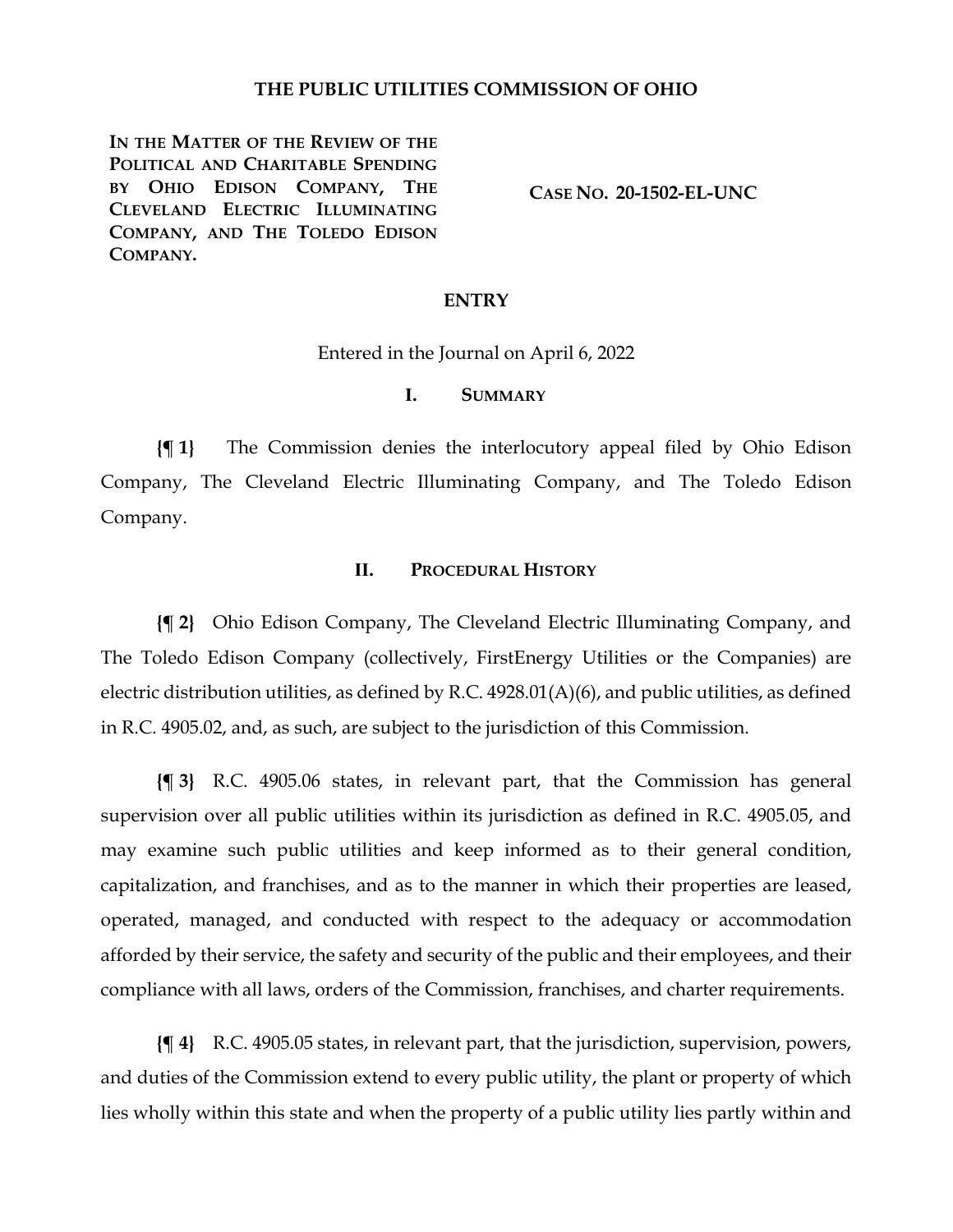# THE PUBLIC UTILITIES COMMISSION OF OHIO

**IN THE MATTER OF THE REVIEW OF THE POLITICAL AND CHARITABLE SPENDING BY OHIO EDISON COMPANY, THE CLEVELAND ELECTRIC ILLUMINATING COMPANY, AND THE TOLEDO EDISON COMPANY.**

**CASE NO. 20-1502-EL-UNC**

## ENTRY

Entered in the Journal on April 6, 2022

## I. SUMMARY

**{¶ 1}** The Commission denies the interlocutory appeal filed by Ohio Edison Company, The Cleveland Electric Illuminating Company, and The Toledo Edison Company.

## II. PROCEDURAL HISTORY

**{¶ 2}** Ohio Edison Company, The Cleveland Electric Illuminating Company, and The Toledo Edison Company (collectively, FirstEnergy Utilities or the Companies) are electric distribution utilities, as defined by R.C. 4928.01(A)(6), and public utilities, as defined in R.C. 4905.02, and, as such, are subject to the jurisdiction of this Commission.

**{¶ 3}** R.C. 4905.06 states, in relevant part, that the Commission has general supervision over all public utilities within its jurisdiction as defined in R.C. 4905.05, and may examine such public utilities and keep informed as to their general condition, capitalization, and franchises, and as to the manner in which their properties are leased, operated, managed, and conducted with respect to the adequacy or accommodation afforded by their service, the safety and security of the public and their employees, and their compliance with all laws, orders of the Commission, franchises, and charter requirements.

**{¶ 4}** R.C. 4905.05 states, in relevant part, that the jurisdiction, supervision, powers, and duties of the Commission extend to every public utility, the plant or property of which lies wholly within this state and when the property of a public utility lies partly within and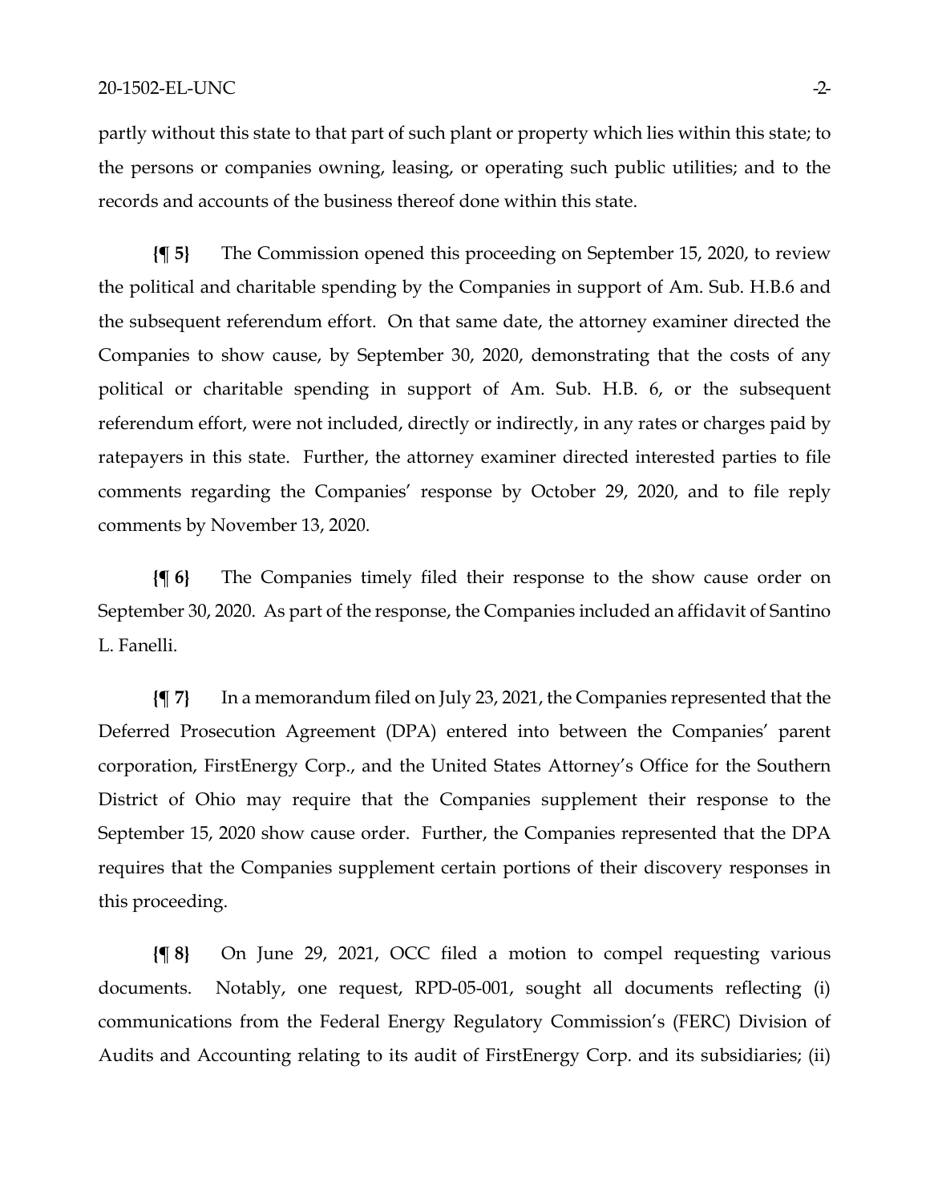partly without this state to that part of such plant or property which lies within this state; to the persons or companies owning, leasing, or operating such public utilities; and to the records and accounts of the business thereof done within this state.

**{¶ 5}** The Commission opened this proceeding on September 15, 2020, to review the political and charitable spending by the Companies in support of Am. Sub. H.B.6 and the subsequent referendum effort. On that same date, the attorney examiner directed the Companies to show cause, by September 30, 2020, demonstrating that the costs of any political or charitable spending in support of Am. Sub. H.B. 6, or the subsequent referendum effort, were not included, directly or indirectly, in any rates or charges paid by ratepayers in this state. Further, the attorney examiner directed interested parties to file comments regarding the Companies' response by October 29, 2020, and to file reply comments by November 13, 2020.

**{¶ 6}** The Companies timely filed their response to the show cause order on September 30, 2020. As part of the response, the Companies included an affidavit of Santino L. Fanelli.

**{¶ 7}** In a memorandum filed on July 23, 2021, the Companies represented that the Deferred Prosecution Agreement (DPA) entered into between the Companies' parent corporation, FirstEnergy Corp., and the United States Attorney's Office for the Southern District of Ohio may require that the Companies supplement their response to the September 15, 2020 show cause order. Further, the Companies represented that the DPA requires that the Companies supplement certain portions of their discovery responses in this proceeding.

**{¶ 8}** On June 29, 2021, OCC filed a motion to compel requesting various documents. Notably, one request, RPD-05-001, sought all documents reflecting (i) communications from the Federal Energy Regulatory Commission's (FERC) Division of Audits and Accounting relating to its audit of FirstEnergy Corp. and its subsidiaries; (ii)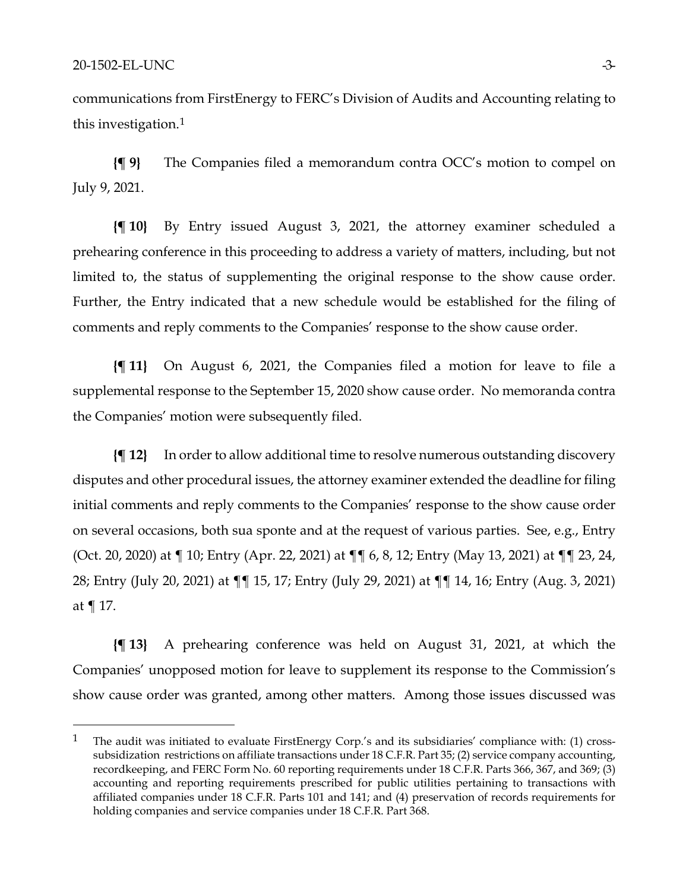communications from FirstEnergy to FERC's Division of Audits and Accounting relating to this investigation.[1]

**{¶ 9}** The Companies filed a memorandum contra OCC's motion to compel on July 9, 2021.

**{¶ 10}** By Entry issued August 3, 2021, the attorney examiner scheduled a prehearing conference in this proceeding to address a variety of matters, including, but not limited to, the status of supplementing the original response to the show cause order. Further, the Entry indicated that a new schedule would be established for the filing of comments and reply comments to the Companies' response to the show cause order.

**{¶ 11}** On August 6, 2021, the Companies filed a motion for leave to file a supplemental response to the September 15, 2020 show cause order. No memoranda contra the Companies' motion were subsequently filed.

**{¶ 12}** In order to allow additional time to resolve numerous outstanding discovery disputes and other procedural issues, the attorney examiner extended the deadline for filing initial comments and reply comments to the Companies' response to the show cause order on several occasions, both sua sponte and at the request of various parties. See, e.g., Entry (Oct. 20, 2020) at ¶ 10; Entry (Apr. 22, 2021) at ¶¶ 6, 8, 12; Entry (May 13, 2021) at ¶¶ 23, 24, 28; Entry (July 20, 2021) at ¶¶ 15, 17; Entry (July 29, 2021) at ¶¶ 14, 16; Entry (Aug. 3, 2021) at ¶ 17.

**{¶ 13}** A prehearing conference was held on August 31, 2021, at which the Companies' unopposed motion for leave to supplement its response to the Commission's show cause order was granted, among other matters. Among those issues discussed was

---

[1] The audit was initiated to evaluate FirstEnergy Corp.'s and its subsidiaries' compliance with: (1) cross-subsidization restrictions on affiliate transactions under 18 C.F.R. Part 35; (2) service company accounting, recordkeeping, and FERC Form No. 60 reporting requirements under 18 C.F.R. Parts 366, 367, and 369; (3) accounting and reporting requirements prescribed for public utilities pertaining to transactions with affiliated companies under 18 C.F.R. Parts 101 and 141; and (4) preservation of records requirements for holding companies and service companies under 18 C.F.R. Part 368.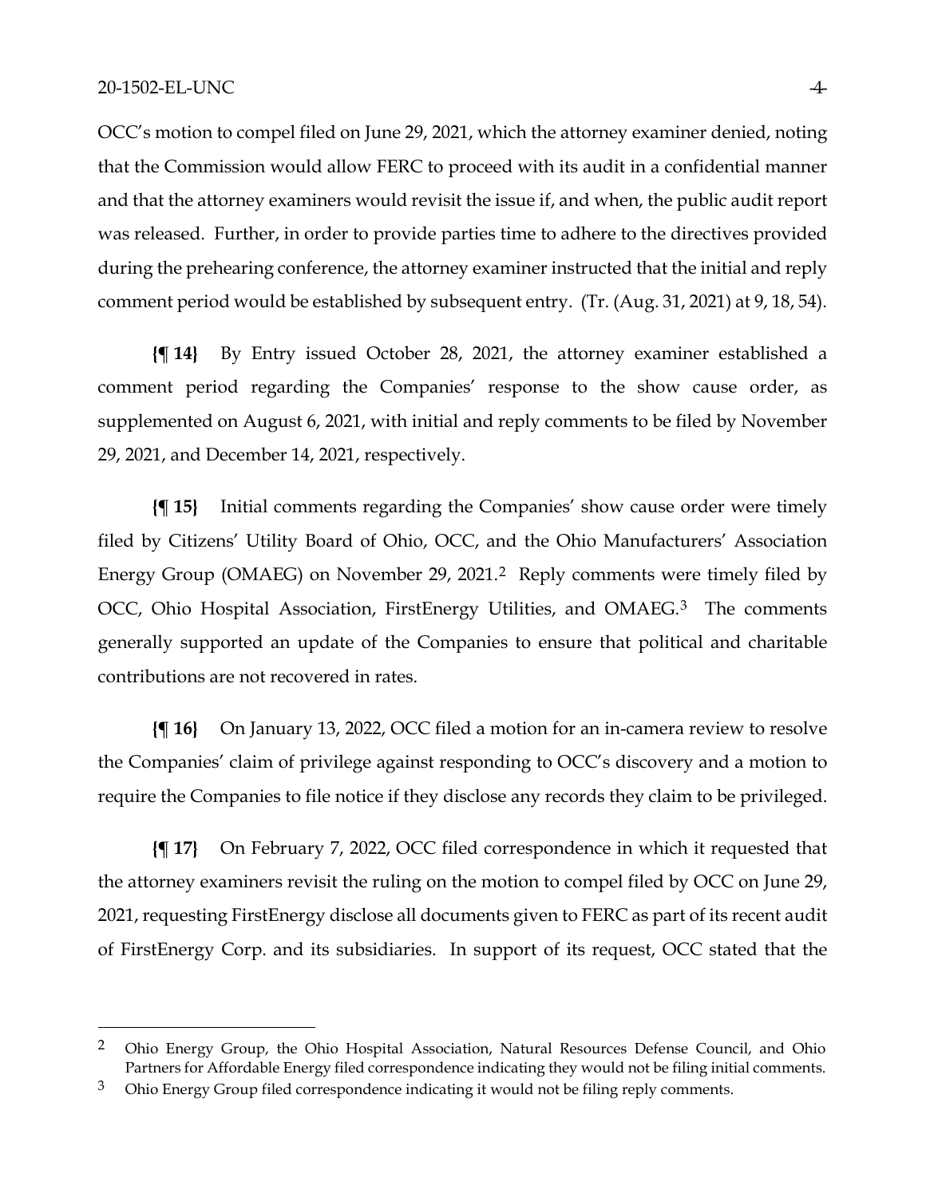OCC's motion to compel filed on June 29, 2021, which the attorney examiner denied, noting that the Commission would allow FERC to proceed with its audit in a confidential manner and that the attorney examiners would revisit the issue if, and when, the public audit report was released. Further, in order to provide parties time to adhere to the directives provided during the prehearing conference, the attorney examiner instructed that the initial and reply comment period would be established by subsequent entry. (Tr. (Aug. 31, 2021) at 9, 18, 54).

**{¶ 14}** By Entry issued October 28, 2021, the attorney examiner established a comment period regarding the Companies' response to the show cause order, as supplemented on August 6, 2021, with initial and reply comments to be filed by November 29, 2021, and December 14, 2021, respectively.

**{¶ 15}** Initial comments regarding the Companies' show cause order were timely filed by Citizens' Utility Board of Ohio, OCC, and the Ohio Manufacturers' Association Energy Group (OMAEG) on November 29, 2021.[2] Reply comments were timely filed by OCC, Ohio Hospital Association, FirstEnergy Utilities, and OMAEG.[3] The comments generally supported an update of the Companies to ensure that political and charitable contributions are not recovered in rates.

**{¶ 16}** On January 13, 2022, OCC filed a motion for an in-camera review to resolve the Companies' claim of privilege against responding to OCC's discovery and a motion to require the Companies to file notice if they disclose any records they claim to be privileged.

**{¶ 17}** On February 7, 2022, OCC filed correspondence in which it requested that the attorney examiners revisit the ruling on the motion to compel filed by OCC on June 29, 2021, requesting FirstEnergy disclose all documents given to FERC as part of its recent audit of FirstEnergy Corp. and its subsidiaries. In support of its request, OCC stated that the

---

[2] Ohio Energy Group, the Ohio Hospital Association, Natural Resources Defense Council, and Ohio Partners for Affordable Energy filed correspondence indicating they would not be filing initial comments.

[3] Ohio Energy Group filed correspondence indicating it would not be filing reply comments.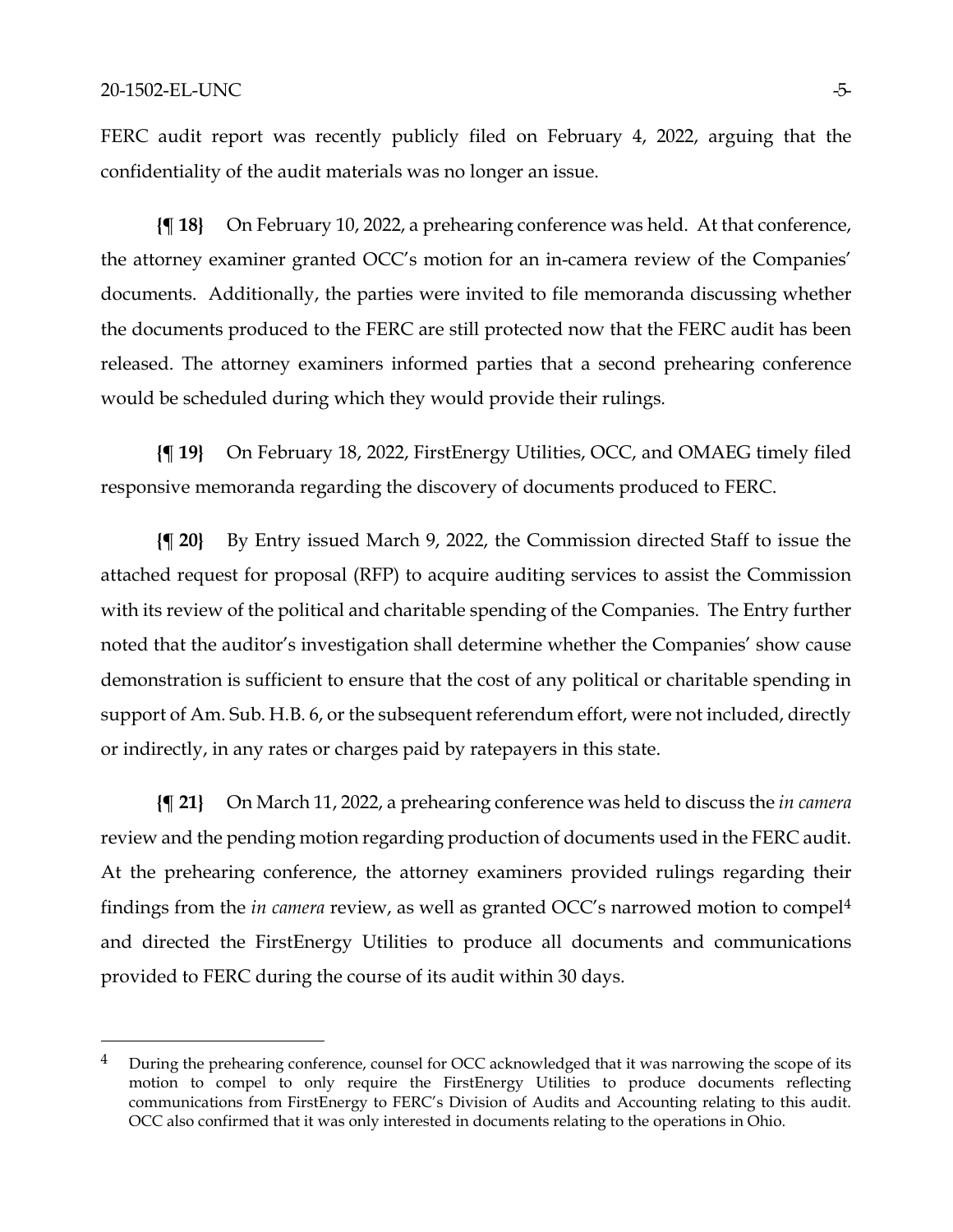FERC audit report was recently publicly filed on February 4, 2022, arguing that the confidentiality of the audit materials was no longer an issue.

**{¶ 18}** On February 10, 2022, a prehearing conference was held. At that conference, the attorney examiner granted OCC's motion for an in-camera review of the Companies' documents. Additionally, the parties were invited to file memoranda discussing whether the documents produced to the FERC are still protected now that the FERC audit has been released. The attorney examiners informed parties that a second prehearing conference would be scheduled during which they would provide their rulings.

**{¶ 19}** On February 18, 2022, FirstEnergy Utilities, OCC, and OMAEG timely filed responsive memoranda regarding the discovery of documents produced to FERC.

**{¶ 20}** By Entry issued March 9, 2022, the Commission directed Staff to issue the attached request for proposal (RFP) to acquire auditing services to assist the Commission with its review of the political and charitable spending of the Companies. The Entry further noted that the auditor's investigation shall determine whether the Companies' show cause demonstration is sufficient to ensure that the cost of any political or charitable spending in support of Am. Sub. H.B. 6, or the subsequent referendum effort, were not included, directly or indirectly, in any rates or charges paid by ratepayers in this state.

**{¶ 21}** On March 11, 2022, a prehearing conference was held to discuss the *in camera* review and the pending motion regarding production of documents used in the FERC audit. At the prehearing conference, the attorney examiners provided rulings regarding their findings from the *in camera* review, as well as granted OCC's narrowed motion to compel[4] and directed the FirstEnergy Utilities to produce all documents and communications provided to FERC during the course of its audit within 30 days.

---

[4] During the prehearing conference, counsel for OCC acknowledged that it was narrowing the scope of its motion to compel to only require the FirstEnergy Utilities to produce documents reflecting communications from FirstEnergy to FERC's Division of Audits and Accounting relating to this audit. OCC also confirmed that it was only interested in documents relating to the operations in Ohio.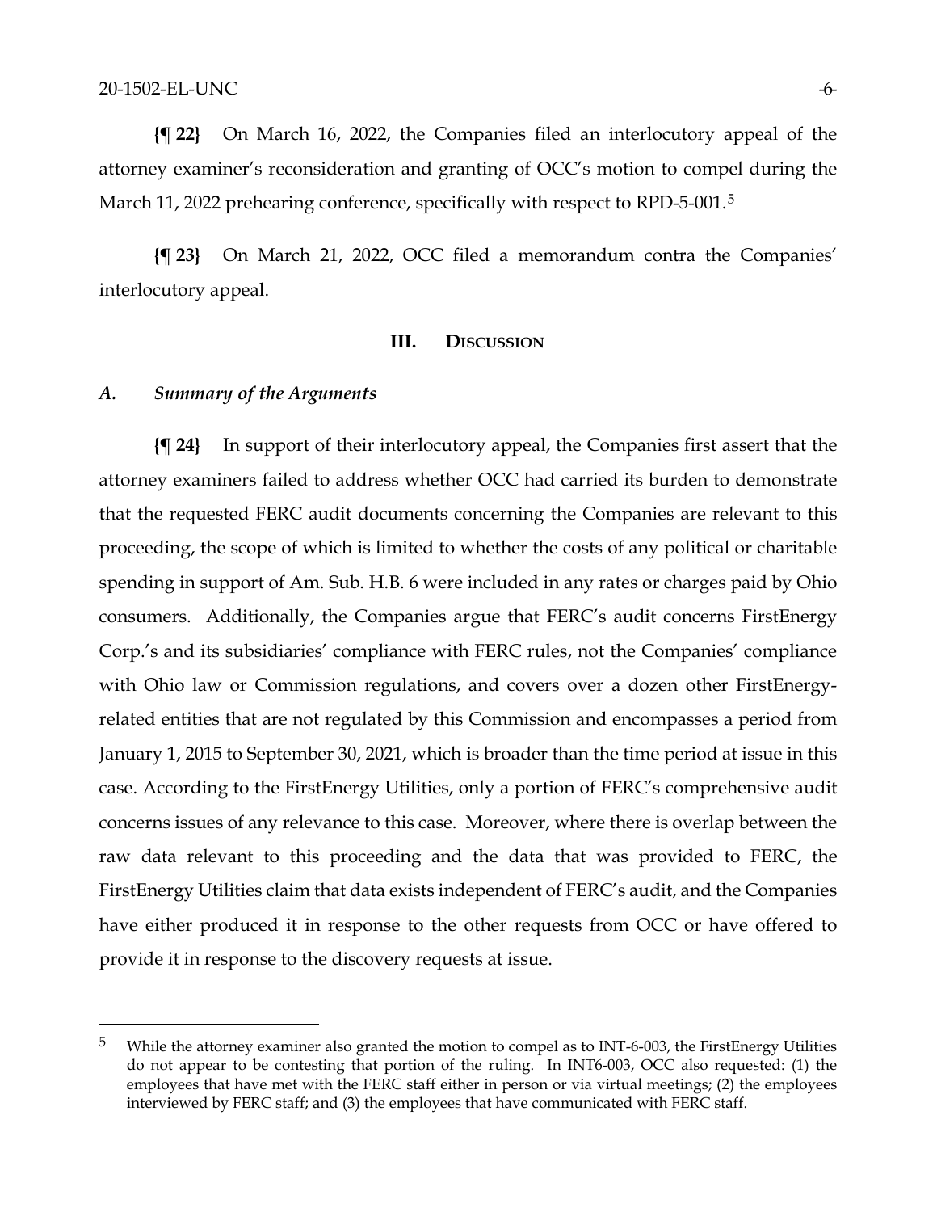**{¶ 22}** On March 16, 2022, the Companies filed an interlocutory appeal of the attorney examiner's reconsideration and granting of OCC's motion to compel during the March 11, 2022 prehearing conference, specifically with respect to RPD-5-001.[5]

**{¶ 23}** On March 21, 2022, OCC filed a memorandum contra the Companies' interlocutory appeal.

## III. Discussion

### A. *Summary of the Arguments*

**{¶ 24}** In support of their interlocutory appeal, the Companies first assert that the attorney examiners failed to address whether OCC had carried its burden to demonstrate that the requested FERC audit documents concerning the Companies are relevant to this proceeding, the scope of which is limited to whether the costs of any political or charitable spending in support of Am. Sub. H.B. 6 were included in any rates or charges paid by Ohio consumers. Additionally, the Companies argue that FERC's audit concerns FirstEnergy Corp.'s and its subsidiaries' compliance with FERC rules, not the Companies' compliance with Ohio law or Commission regulations, and covers over a dozen other FirstEnergy-related entities that are not regulated by this Commission and encompasses a period from January 1, 2015 to September 30, 2021, which is broader than the time period at issue in this case. According to the FirstEnergy Utilities, only a portion of FERC's comprehensive audit concerns issues of any relevance to this case. Moreover, where there is overlap between the raw data relevant to this proceeding and the data that was provided to FERC, the FirstEnergy Utilities claim that data exists independent of FERC's audit, and the Companies have either produced it in response to the other requests from OCC or have offered to provide it in response to the discovery requests at issue.

---

[5] While the attorney examiner also granted the motion to compel as to INT-6-003, the FirstEnergy Utilities do not appear to be contesting that portion of the ruling. In INT6-003, OCC also requested: (1) the employees that have met with the FERC staff either in person or via virtual meetings; (2) the employees interviewed by FERC staff; and (3) the employees that have communicated with FERC staff.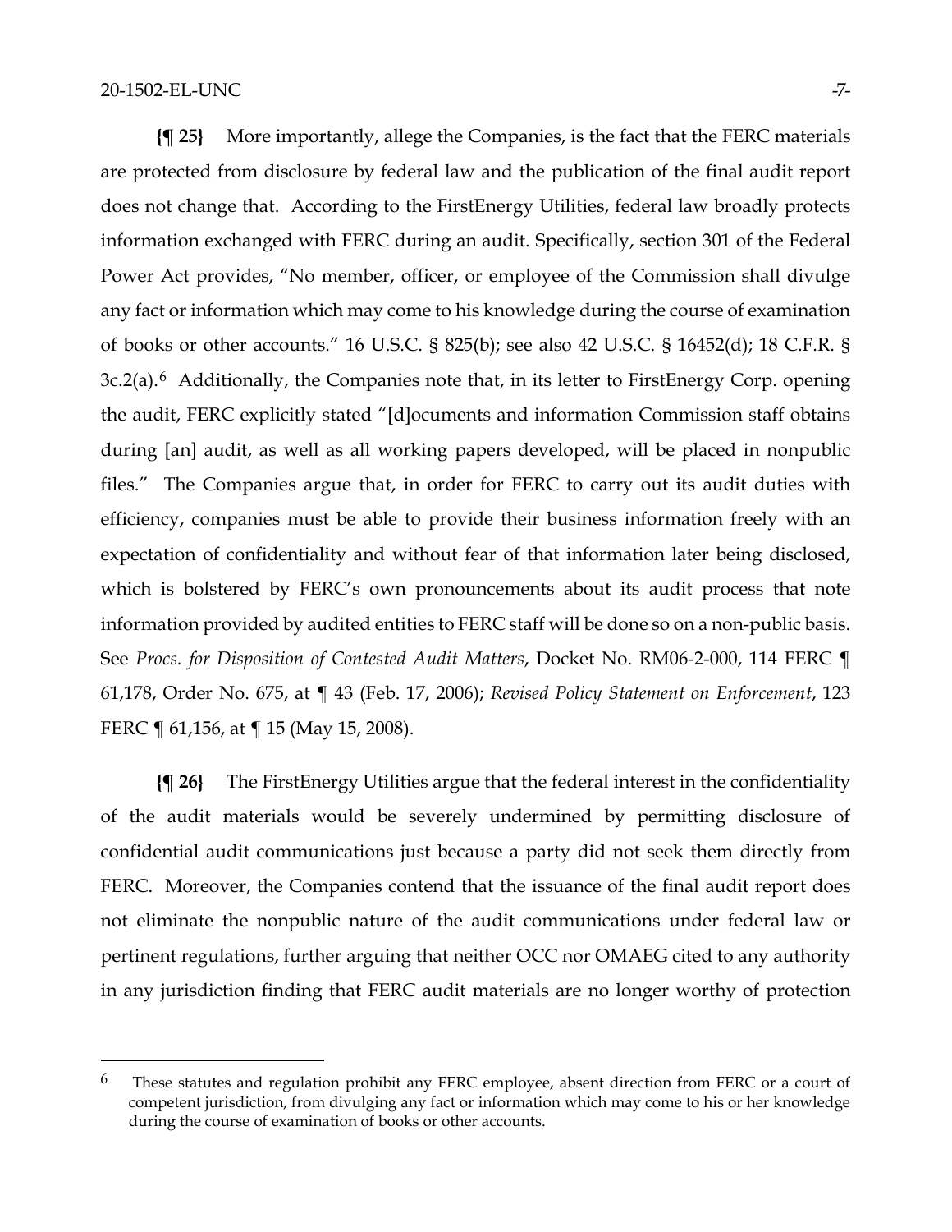**{¶ 25}** More importantly, allege the Companies, is the fact that the FERC materials are protected from disclosure by federal law and the publication of the final audit report does not change that. According to the FirstEnergy Utilities, federal law broadly protects information exchanged with FERC during an audit. Specifically, section 301 of the Federal Power Act provides, "No member, officer, or employee of the Commission shall divulge any fact or information which may come to his knowledge during the course of examination of books or other accounts." 16 U.S.C. § 825(b); see also 42 U.S.C. § 16452(d); 18 C.F.R. § 3c.2(a).[6] Additionally, the Companies note that, in its letter to FirstEnergy Corp. opening the audit, FERC explicitly stated "[d]ocuments and information Commission staff obtains during [an] audit, as well as all working papers developed, will be placed in nonpublic files." The Companies argue that, in order for FERC to carry out its audit duties with efficiency, companies must be able to provide their business information freely with an expectation of confidentiality and without fear of that information later being disclosed, which is bolstered by FERC's own pronouncements about its audit process that note information provided by audited entities to FERC staff will be done so on a non-public basis. See *Procs. for Disposition of Contested Audit Matters*, Docket No. RM06-2-000, 114 FERC ¶ 61,178, Order No. 675, at ¶ 43 (Feb. 17, 2006); *Revised Policy Statement on Enforcement*, 123 FERC ¶ 61,156, at ¶ 15 (May 15, 2008).

**{¶ 26}** The FirstEnergy Utilities argue that the federal interest in the confidentiality of the audit materials would be severely undermined by permitting disclosure of confidential audit communications just because a party did not seek them directly from FERC. Moreover, the Companies contend that the issuance of the final audit report does not eliminate the nonpublic nature of the audit communications under federal law or pertinent regulations, further arguing that neither OCC nor OMAEG cited to any authority in any jurisdiction finding that FERC audit materials are no longer worthy of protection

[6] These statutes and regulation prohibit any FERC employee, absent direction from FERC or a court of competent jurisdiction, from divulging any fact or information which may come to his or her knowledge during the course of examination of books or other accounts.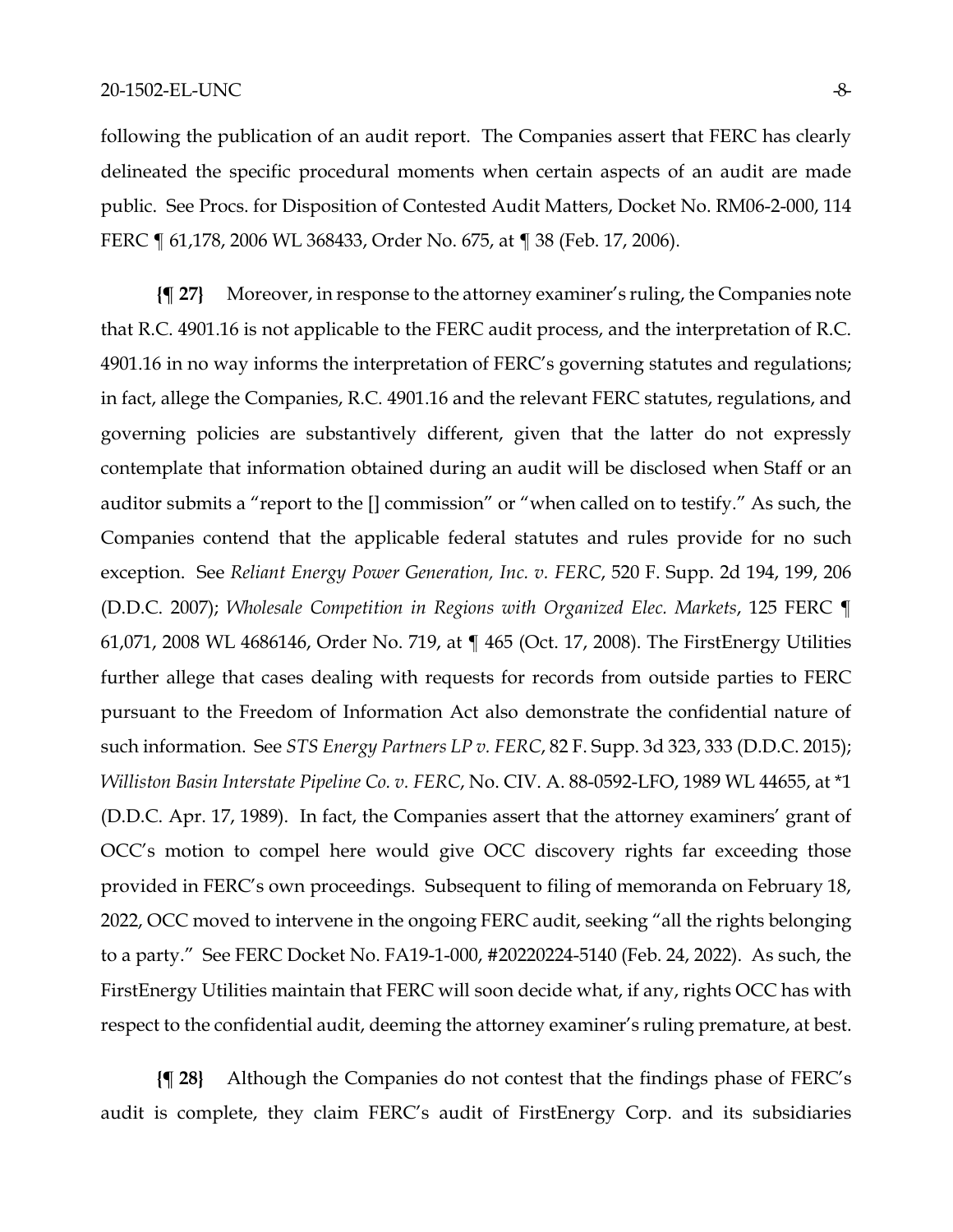following the publication of an audit report. The Companies assert that FERC has clearly delineated the specific procedural moments when certain aspects of an audit are made public. See Procs. for Disposition of Contested Audit Matters, Docket No. RM06-2-000, 114 FERC ¶ 61,178, 2006 WL 368433, Order No. 675, at ¶ 38 (Feb. 17, 2006).

**{¶ 27}** Moreover, in response to the attorney examiner's ruling, the Companies note that R.C. 4901.16 is not applicable to the FERC audit process, and the interpretation of R.C. 4901.16 in no way informs the interpretation of FERC's governing statutes and regulations; in fact, allege the Companies, R.C. 4901.16 and the relevant FERC statutes, regulations, and governing policies are substantively different, given that the latter do not expressly contemplate that information obtained during an audit will be disclosed when Staff or an auditor submits a "report to the [] commission" or "when called on to testify." As such, the Companies contend that the applicable federal statutes and rules provide for no such exception. See *Reliant Energy Power Generation, Inc. v. FERC*, 520 F. Supp. 2d 194, 199, 206 (D.D.C. 2007); *Wholesale Competition in Regions with Organized Elec. Markets*, 125 FERC ¶ 61,071, 2008 WL 4686146, Order No. 719, at ¶ 465 (Oct. 17, 2008). The FirstEnergy Utilities further allege that cases dealing with requests for records from outside parties to FERC pursuant to the Freedom of Information Act also demonstrate the confidential nature of such information. See *STS Energy Partners LP v. FERC*, 82 F. Supp. 3d 323, 333 (D.D.C. 2015); *Williston Basin Interstate Pipeline Co. v. FERC*, No. CIV. A. 88-0592-LFO, 1989 WL 44655, at *1 (D.D.C. Apr. 17, 1989). In fact, the Companies assert that the attorney examiners' grant of OCC's motion to compel here would give OCC discovery rights far exceeding those provided in FERC's own proceedings. Subsequent to filing of memoranda on February 18, 2022, OCC moved to intervene in the ongoing FERC audit, seeking "all the rights belonging to a party." See FERC Docket No. FA19-1-000, #20220224-5140 (Feb. 24, 2022). As such, the FirstEnergy Utilities maintain that FERC will soon decide what, if any, rights OCC has with respect to the confidential audit, deeming the attorney examiner's ruling premature, at best.

**{¶ 28}** Although the Companies do not contest that the findings phase of FERC's audit is complete, they claim FERC's audit of FirstEnergy Corp. and its subsidiaries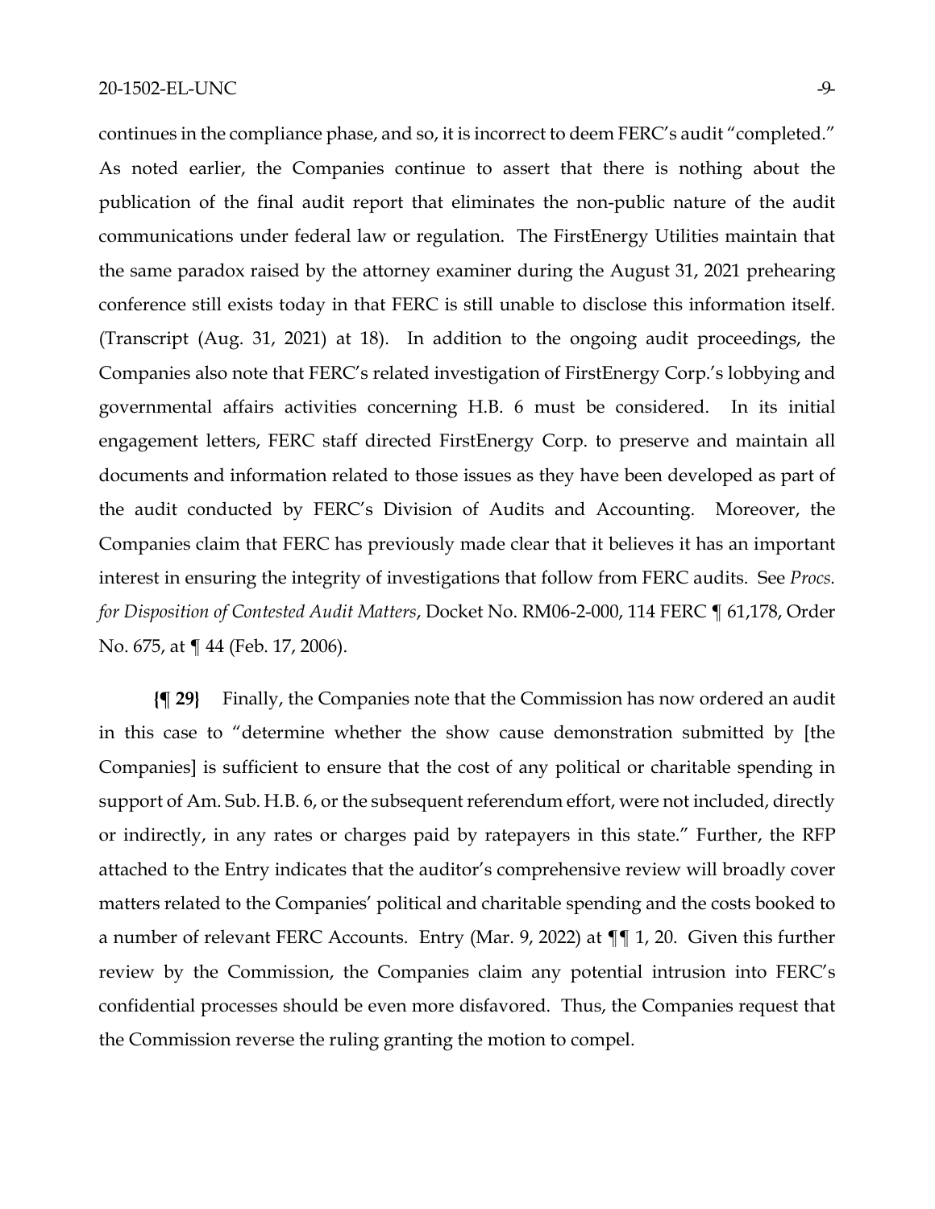continues in the compliance phase, and so, it is incorrect to deem FERC's audit "completed." As noted earlier, the Companies continue to assert that there is nothing about the publication of the final audit report that eliminates the non-public nature of the audit communications under federal law or regulation. The FirstEnergy Utilities maintain that the same paradox raised by the attorney examiner during the August 31, 2021 prehearing conference still exists today in that FERC is still unable to disclose this information itself. (Transcript (Aug. 31, 2021) at 18). In addition to the ongoing audit proceedings, the Companies also note that FERC's related investigation of FirstEnergy Corp.'s lobbying and governmental affairs activities concerning H.B. 6 must be considered. In its initial engagement letters, FERC staff directed FirstEnergy Corp. to preserve and maintain all documents and information related to those issues as they have been developed as part of the audit conducted by FERC's Division of Audits and Accounting. Moreover, the Companies claim that FERC has previously made clear that it believes it has an important interest in ensuring the integrity of investigations that follow from FERC audits. See *Procs. for Disposition of Contested Audit Matters*, Docket No. RM06-2-000, 114 FERC ¶ 61,178, Order No. 675, at ¶ 44 (Feb. 17, 2006).

**{¶ 29}** Finally, the Companies note that the Commission has now ordered an audit in this case to "determine whether the show cause demonstration submitted by [the Companies] is sufficient to ensure that the cost of any political or charitable spending in support of Am. Sub. H.B. 6, or the subsequent referendum effort, were not included, directly or indirectly, in any rates or charges paid by ratepayers in this state." Further, the RFP attached to the Entry indicates that the auditor's comprehensive review will broadly cover matters related to the Companies' political and charitable spending and the costs booked to a number of relevant FERC Accounts. Entry (Mar. 9, 2022) at ¶¶ 1, 20. Given this further review by the Commission, the Companies claim any potential intrusion into FERC's confidential processes should be even more disfavored. Thus, the Companies request that the Commission reverse the ruling granting the motion to compel.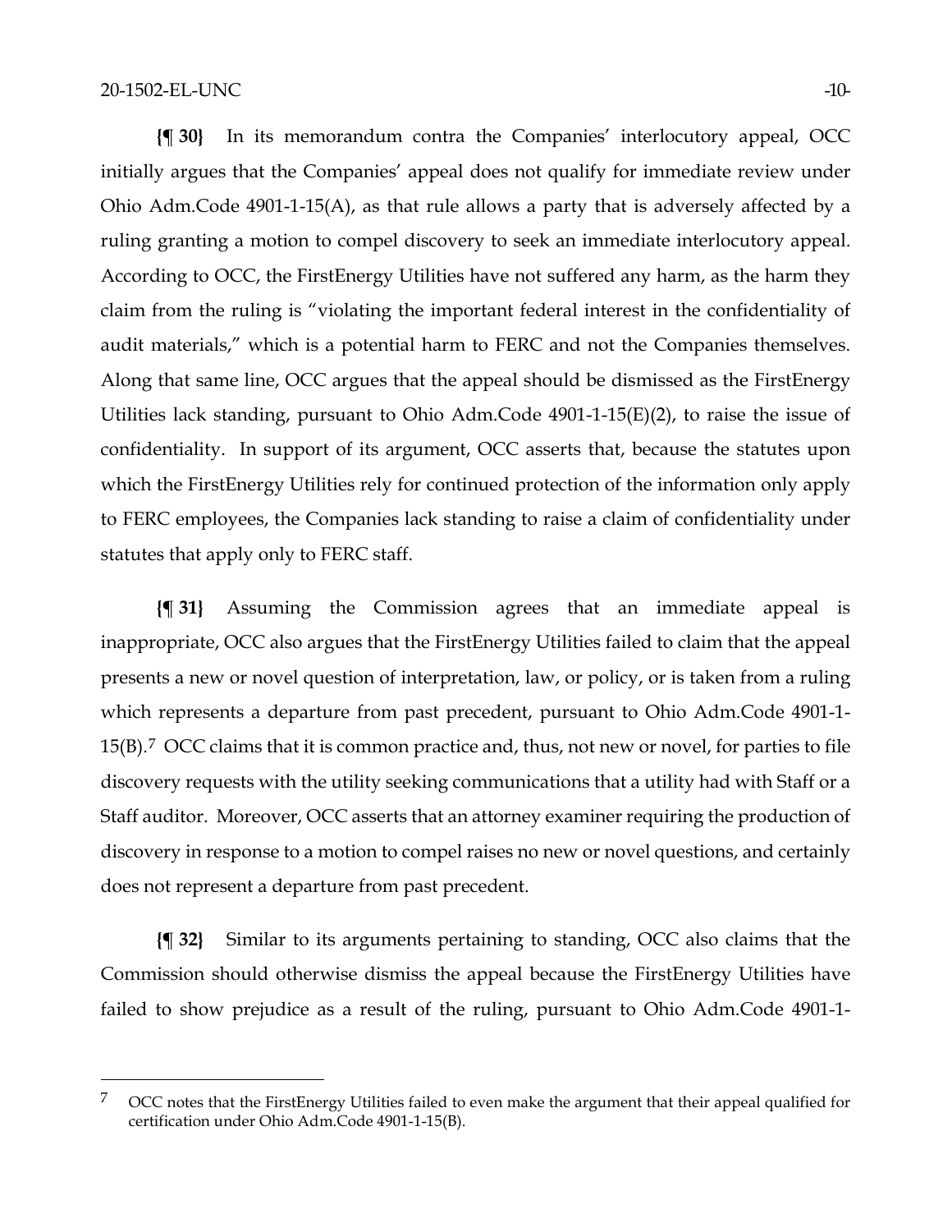**{¶ 30}** In its memorandum contra the Companies' interlocutory appeal, OCC initially argues that the Companies' appeal does not qualify for immediate review under Ohio Adm.Code 4901-1-15(A), as that rule allows a party that is adversely affected by a ruling granting a motion to compel discovery to seek an immediate interlocutory appeal. According to OCC, the FirstEnergy Utilities have not suffered any harm, as the harm they claim from the ruling is "violating the important federal interest in the confidentiality of audit materials," which is a potential harm to FERC and not the Companies themselves. Along that same line, OCC argues that the appeal should be dismissed as the FirstEnergy Utilities lack standing, pursuant to Ohio Adm.Code 4901-1-15(E)(2), to raise the issue of confidentiality. In support of its argument, OCC asserts that, because the statutes upon which the FirstEnergy Utilities rely for continued protection of the information only apply to FERC employees, the Companies lack standing to raise a claim of confidentiality under statutes that apply only to FERC staff.

**{¶ 31}** Assuming the Commission agrees that an immediate appeal is inappropriate, OCC also argues that the FirstEnergy Utilities failed to claim that the appeal presents a new or novel question of interpretation, law, or policy, or is taken from a ruling which represents a departure from past precedent, pursuant to Ohio Adm.Code 4901-1-15(B).[7] OCC claims that it is common practice and, thus, not new or novel, for parties to file discovery requests with the utility seeking communications that a utility had with Staff or a Staff auditor. Moreover, OCC asserts that an attorney examiner requiring the production of discovery in response to a motion to compel raises no new or novel questions, and certainly does not represent a departure from past precedent.

**{¶ 32}** Similar to its arguments pertaining to standing, OCC also claims that the Commission should otherwise dismiss the appeal because the FirstEnergy Utilities have failed to show prejudice as a result of the ruling, pursuant to Ohio Adm.Code 4901-1-

---

[7] OCC notes that the FirstEnergy Utilities failed to even make the argument that their appeal qualified for certification under Ohio Adm.Code 4901-1-15(B).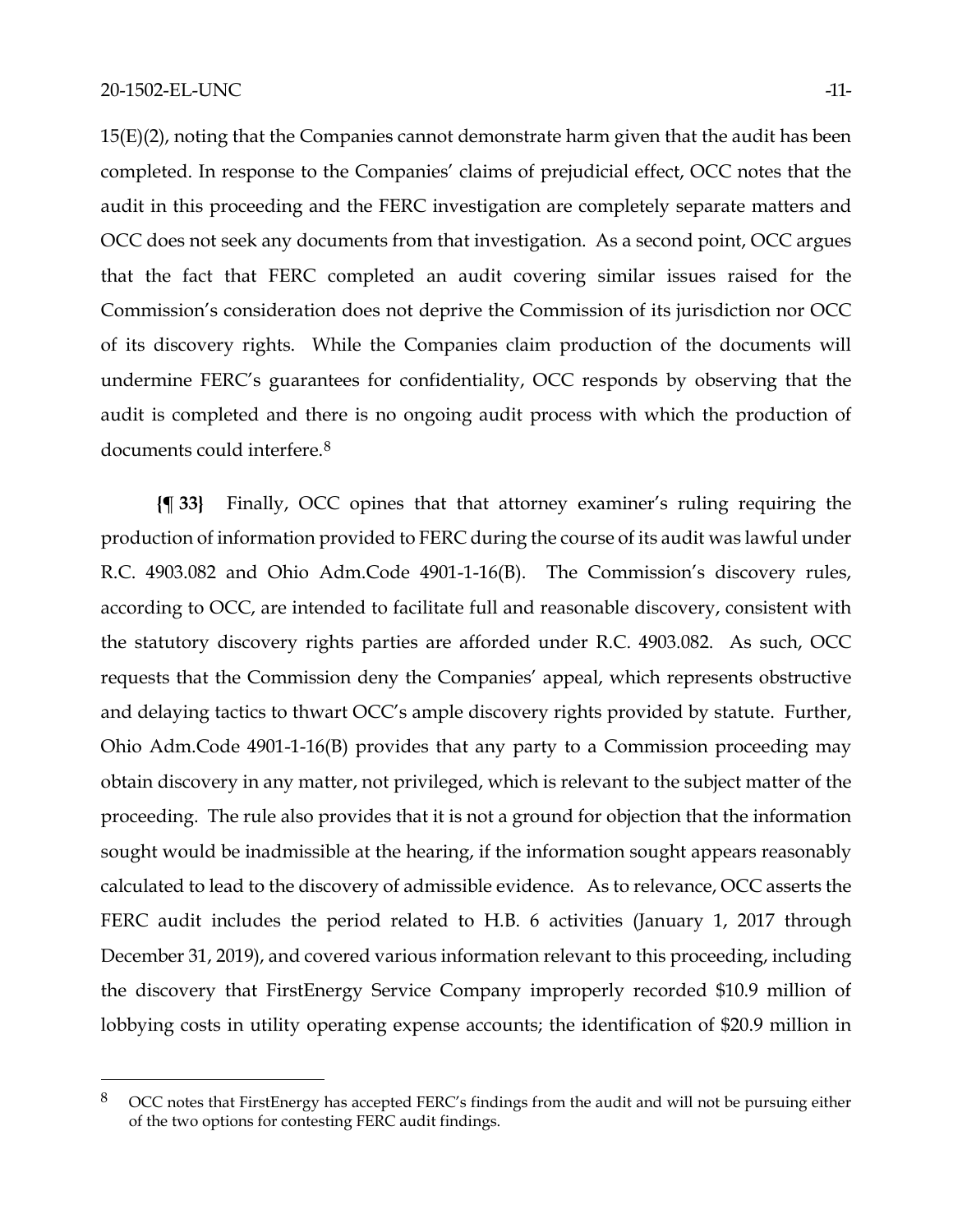15(E)(2), noting that the Companies cannot demonstrate harm given that the audit has been completed. In response to the Companies' claims of prejudicial effect, OCC notes that the audit in this proceeding and the FERC investigation are completely separate matters and OCC does not seek any documents from that investigation. As a second point, OCC argues that the fact that FERC completed an audit covering similar issues raised for the Commission's consideration does not deprive the Commission of its jurisdiction nor OCC of its discovery rights. While the Companies claim production of the documents will undermine FERC's guarantees for confidentiality, OCC responds by observing that the audit is completed and there is no ongoing audit process with which the production of documents could interfere.[8]

**{¶ 33}** Finally, OCC opines that that attorney examiner's ruling requiring the production of information provided to FERC during the course of its audit was lawful under R.C. 4903.082 and Ohio Adm.Code 4901-1-16(B). The Commission's discovery rules, according to OCC, are intended to facilitate full and reasonable discovery, consistent with the statutory discovery rights parties are afforded under R.C. 4903.082. As such, OCC requests that the Commission deny the Companies' appeal, which represents obstructive and delaying tactics to thwart OCC's ample discovery rights provided by statute. Further, Ohio Adm.Code 4901-1-16(B) provides that any party to a Commission proceeding may obtain discovery in any matter, not privileged, which is relevant to the subject matter of the proceeding. The rule also provides that it is not a ground for objection that the information sought would be inadmissible at the hearing, if the information sought appears reasonably calculated to lead to the discovery of admissible evidence. As to relevance, OCC asserts the FERC audit includes the period related to H.B. 6 activities (January 1, 2017 through December 31, 2019), and covered various information relevant to this proceeding, including the discovery that FirstEnergy Service Company improperly recorded $10.9 million of lobbying costs in utility operating expense accounts; the identification of $20.9 million in

---

[8] OCC notes that FirstEnergy has accepted FERC's findings from the audit and will not be pursuing either of the two options for contesting FERC audit findings.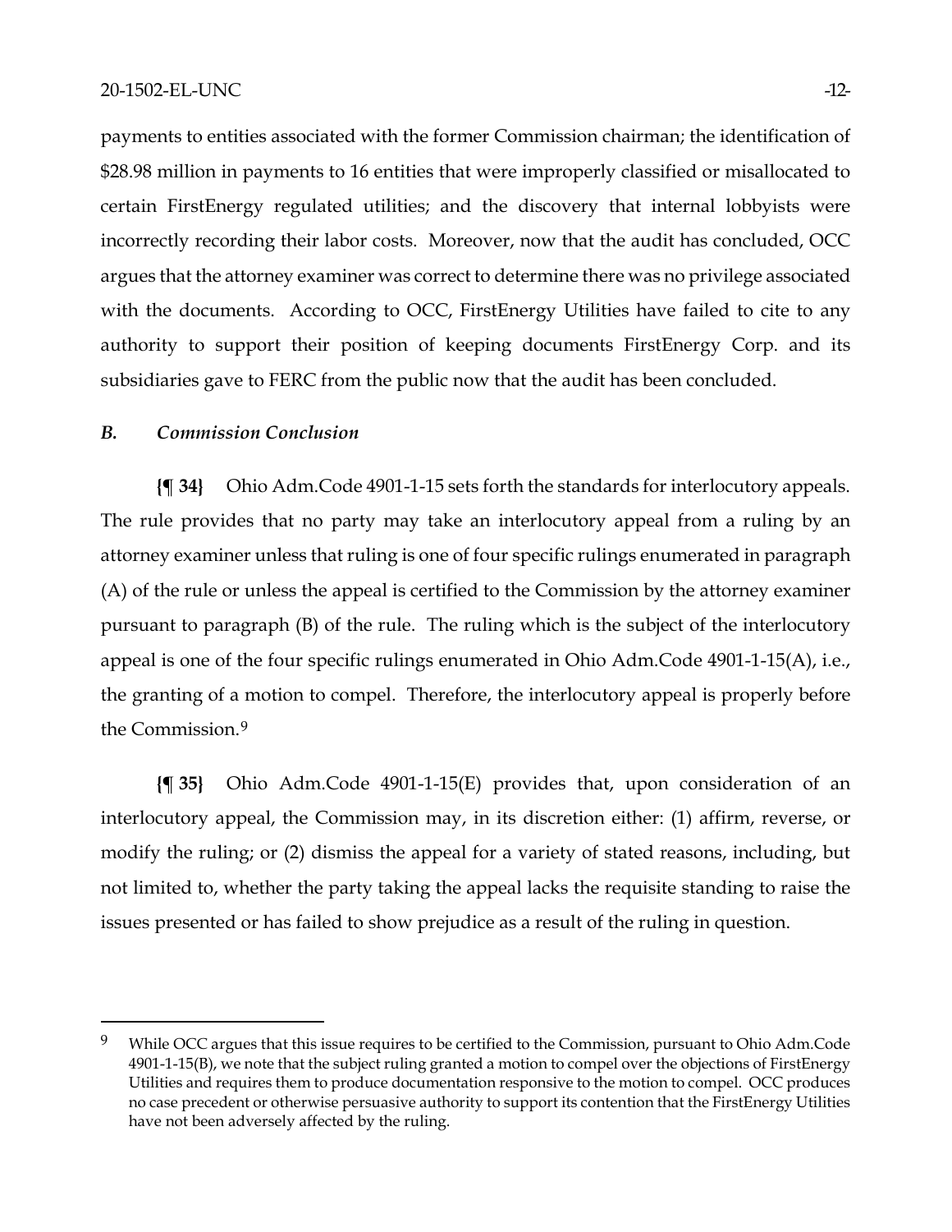payments to entities associated with the former Commission chairman; the identification of \$28.98 million in payments to 16 entities that were improperly classified or misallocated to certain FirstEnergy regulated utilities; and the discovery that internal lobbyists were incorrectly recording their labor costs. Moreover, now that the audit has concluded, OCC argues that the attorney examiner was correct to determine there was no privilege associated with the documents. According to OCC, FirstEnergy Utilities have failed to cite to any authority to support their position of keeping documents FirstEnergy Corp. and its subsidiaries gave to FERC from the public now that the audit has been concluded.

### *B. Commission Conclusion*

**{¶ 34}** Ohio Adm.Code 4901-1-15 sets forth the standards for interlocutory appeals. The rule provides that no party may take an interlocutory appeal from a ruling by an attorney examiner unless that ruling is one of four specific rulings enumerated in paragraph (A) of the rule or unless the appeal is certified to the Commission by the attorney examiner pursuant to paragraph (B) of the rule. The ruling which is the subject of the interlocutory appeal is one of the four specific rulings enumerated in Ohio Adm.Code 4901-1-15(A), i.e., the granting of a motion to compel. Therefore, the interlocutory appeal is properly before the Commission.[9]

**{¶ 35}** Ohio Adm.Code 4901-1-15(E) provides that, upon consideration of an interlocutory appeal, the Commission may, in its discretion either: (1) affirm, reverse, or modify the ruling; or (2) dismiss the appeal for a variety of stated reasons, including, but not limited to, whether the party taking the appeal lacks the requisite standing to raise the issues presented or has failed to show prejudice as a result of the ruling in question.

---

[9] While OCC argues that this issue requires to be certified to the Commission, pursuant to Ohio Adm.Code 4901-1-15(B), we note that the subject ruling granted a motion to compel over the objections of FirstEnergy Utilities and requires them to produce documentation responsive to the motion to compel. OCC produces no case precedent or otherwise persuasive authority to support its contention that the FirstEnergy Utilities have not been adversely affected by the ruling.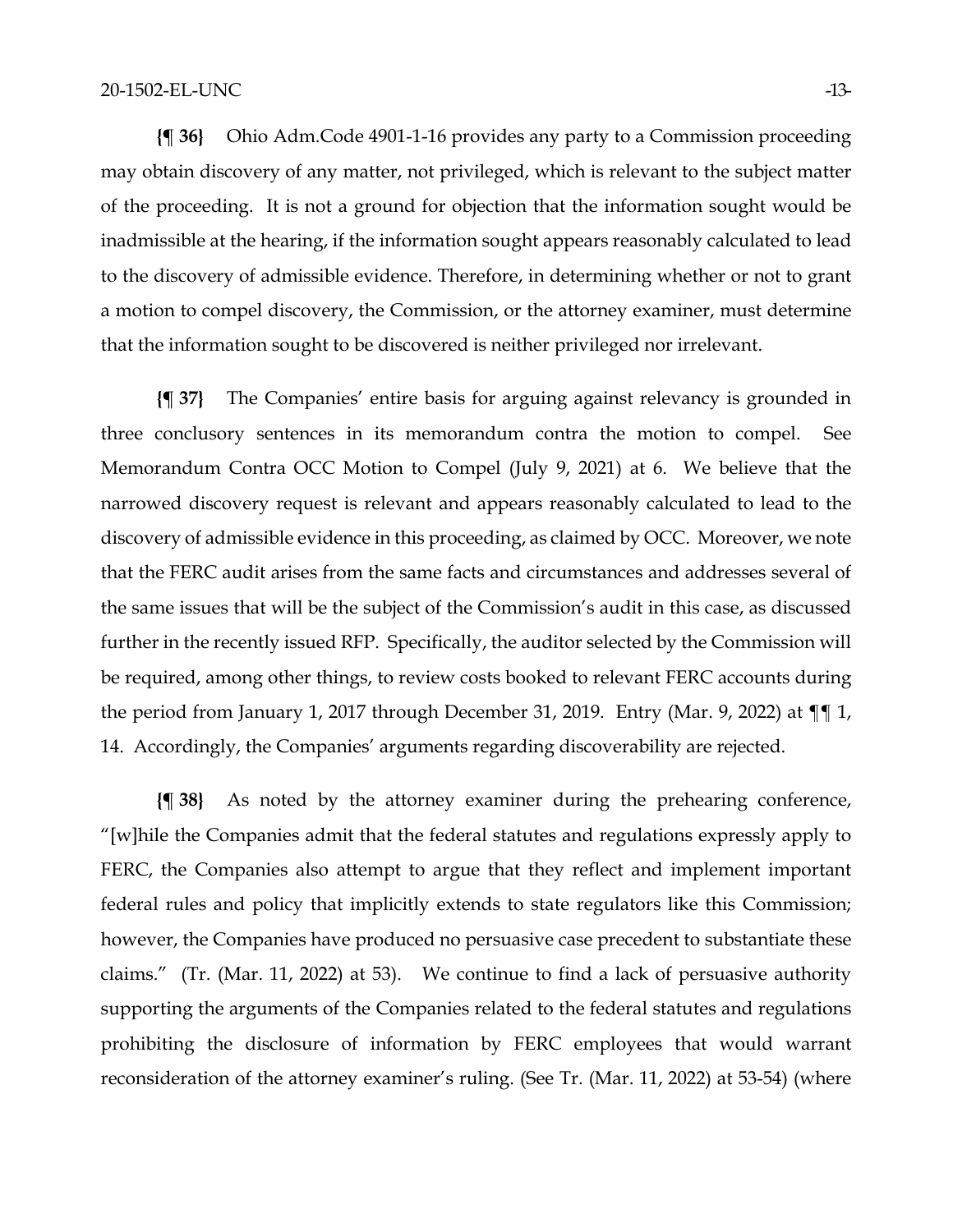**{¶ 36}** Ohio Adm.Code 4901-1-16 provides any party to a Commission proceeding may obtain discovery of any matter, not privileged, which is relevant to the subject matter of the proceeding. It is not a ground for objection that the information sought would be inadmissible at the hearing, if the information sought appears reasonably calculated to lead to the discovery of admissible evidence. Therefore, in determining whether or not to grant a motion to compel discovery, the Commission, or the attorney examiner, must determine that the information sought to be discovered is neither privileged nor irrelevant.

**{¶ 37}** The Companies' entire basis for arguing against relevancy is grounded in three conclusory sentences in its memorandum contra the motion to compel. See Memorandum Contra OCC Motion to Compel (July 9, 2021) at 6. We believe that the narrowed discovery request is relevant and appears reasonably calculated to lead to the discovery of admissible evidence in this proceeding, as claimed by OCC. Moreover, we note that the FERC audit arises from the same facts and circumstances and addresses several of the same issues that will be the subject of the Commission's audit in this case, as discussed further in the recently issued RFP. Specifically, the auditor selected by the Commission will be required, among other things, to review costs booked to relevant FERC accounts during the period from January 1, 2017 through December 31, 2019. Entry (Mar. 9, 2022) at ¶¶ 1, 14. Accordingly, the Companies' arguments regarding discoverability are rejected.

**{¶ 38}** As noted by the attorney examiner during the prehearing conference, "[w]hile the Companies admit that the federal statutes and regulations expressly apply to FERC, the Companies also attempt to argue that they reflect and implement important federal rules and policy that implicitly extends to state regulators like this Commission; however, the Companies have produced no persuasive case precedent to substantiate these claims." (Tr. (Mar. 11, 2022) at 53). We continue to find a lack of persuasive authority supporting the arguments of the Companies related to the federal statutes and regulations prohibiting the disclosure of information by FERC employees that would warrant reconsideration of the attorney examiner's ruling. (See Tr. (Mar. 11, 2022) at 53-54) (where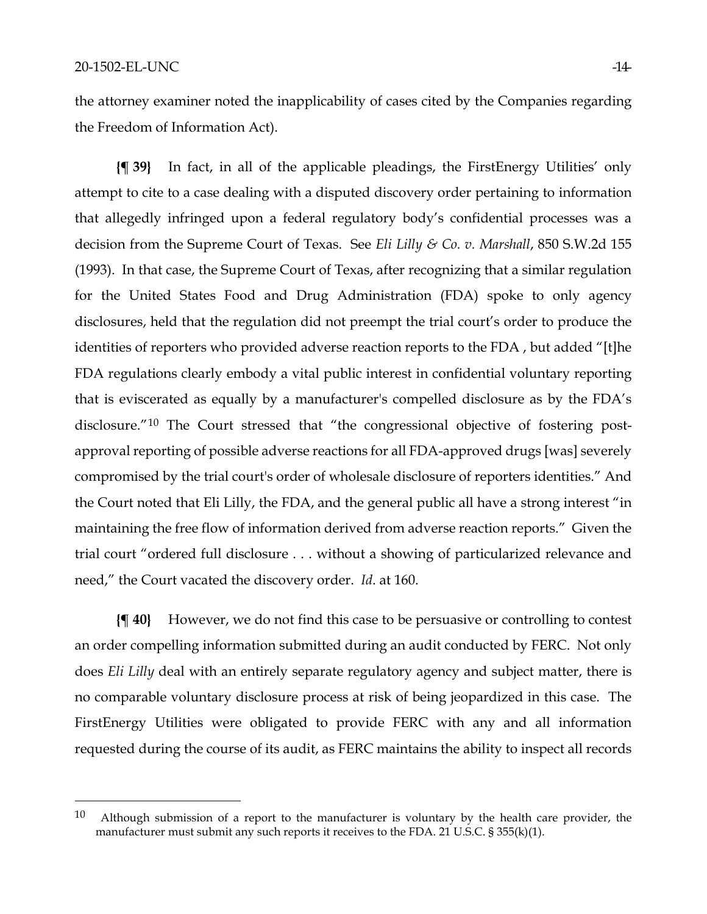the attorney examiner noted the inapplicability of cases cited by the Companies regarding the Freedom of Information Act).

**{¶ 39}** In fact, in all of the applicable pleadings, the FirstEnergy Utilities' only attempt to cite to a case dealing with a disputed discovery order pertaining to information that allegedly infringed upon a federal regulatory body's confidential processes was a decision from the Supreme Court of Texas. See *Eli Lilly & Co. v. Marshall*, 850 S.W.2d 155 (1993). In that case, the Supreme Court of Texas, after recognizing that a similar regulation for the United States Food and Drug Administration (FDA) spoke to only agency disclosures, held that the regulation did not preempt the trial court's order to produce the identities of reporters who provided adverse reaction reports to the FDA , but added "[t]he FDA regulations clearly embody a vital public interest in confidential voluntary reporting that is eviscerated as equally by a manufacturer's compelled disclosure as by the FDA's disclosure."[10] The Court stressed that "the congressional objective of fostering post-approval reporting of possible adverse reactions for all FDA-approved drugs [was] severely compromised by the trial court's order of wholesale disclosure of reporters identities." And the Court noted that Eli Lilly, the FDA, and the general public all have a strong interest "in maintaining the free flow of information derived from adverse reaction reports." Given the trial court "ordered full disclosure . . . without a showing of particularized relevance and need," the Court vacated the discovery order. *Id*. at 160.

**{¶ 40}** However, we do not find this case to be persuasive or controlling to contest an order compelling information submitted during an audit conducted by FERC. Not only does *Eli Lilly* deal with an entirely separate regulatory agency and subject matter, there is no comparable voluntary disclosure process at risk of being jeopardized in this case. The FirstEnergy Utilities were obligated to provide FERC with any and all information requested during the course of its audit, as FERC maintains the ability to inspect all records

---

[10] Although submission of a report to the manufacturer is voluntary by the health care provider, the manufacturer must submit any such reports it receives to the FDA. 21 U.S.C. § 355(k)(1).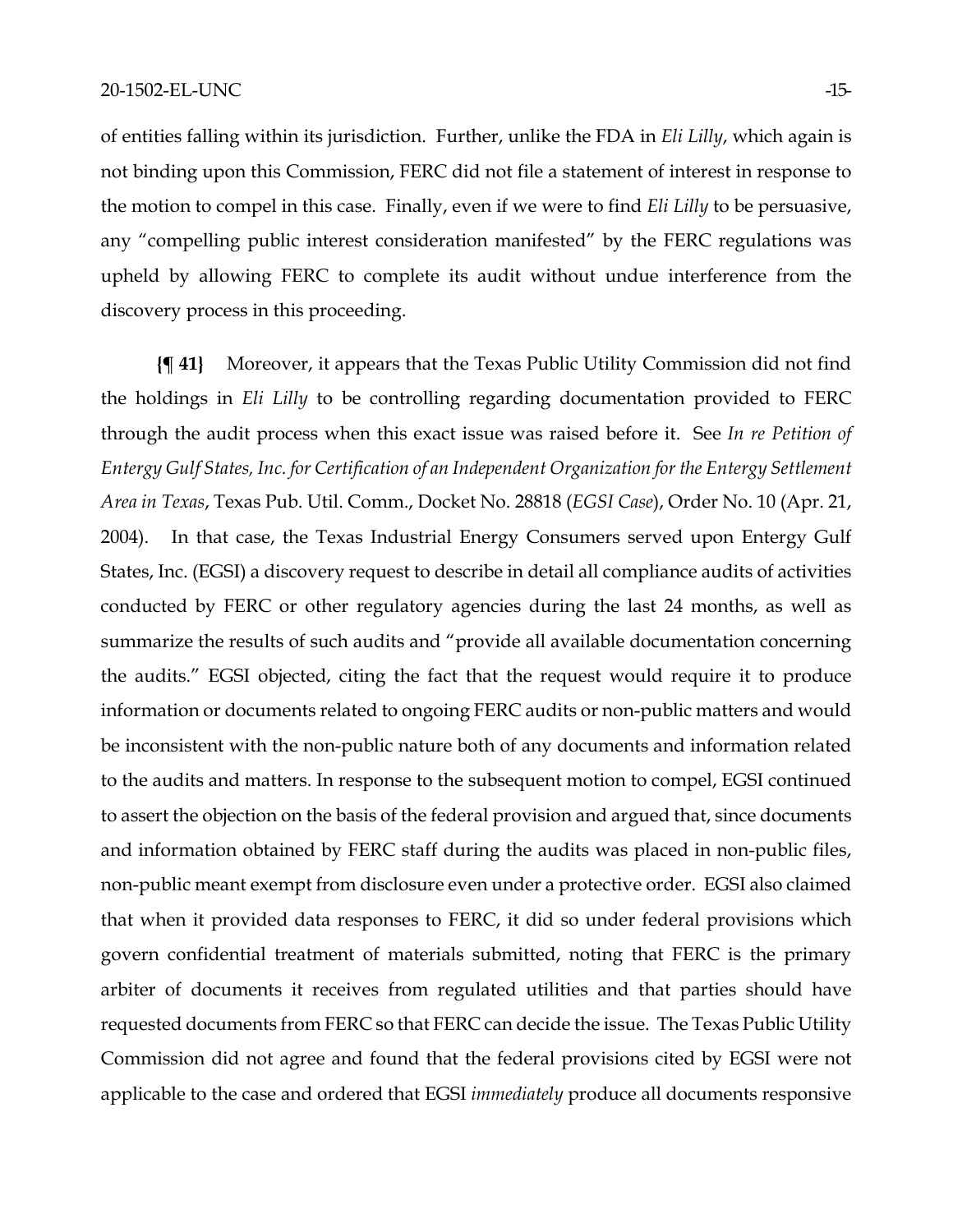of entities falling within its jurisdiction. Further, unlike the FDA in *Eli Lilly*, which again is not binding upon this Commission, FERC did not file a statement of interest in response to the motion to compel in this case. Finally, even if we were to find *Eli Lilly* to be persuasive, any "compelling public interest consideration manifested" by the FERC regulations was upheld by allowing FERC to complete its audit without undue interference from the discovery process in this proceeding.

**{¶ 41}** Moreover, it appears that the Texas Public Utility Commission did not find the holdings in *Eli Lilly* to be controlling regarding documentation provided to FERC through the audit process when this exact issue was raised before it. See *In re Petition of Entergy Gulf States, Inc. for Certification of an Independent Organization for the Entergy Settlement Area in Texas*, Texas Pub. Util. Comm., Docket No. 28818 (*EGSI Case*), Order No. 10 (Apr. 21, 2004). In that case, the Texas Industrial Energy Consumers served upon Entergy Gulf States, Inc. (EGSI) a discovery request to describe in detail all compliance audits of activities conducted by FERC or other regulatory agencies during the last 24 months, as well as summarize the results of such audits and "provide all available documentation concerning the audits." EGSI objected, citing the fact that the request would require it to produce information or documents related to ongoing FERC audits or non-public matters and would be inconsistent with the non-public nature both of any documents and information related to the audits and matters. In response to the subsequent motion to compel, EGSI continued to assert the objection on the basis of the federal provision and argued that, since documents and information obtained by FERC staff during the audits was placed in non-public files, non-public meant exempt from disclosure even under a protective order. EGSI also claimed that when it provided data responses to FERC, it did so under federal provisions which govern confidential treatment of materials submitted, noting that FERC is the primary arbiter of documents it receives from regulated utilities and that parties should have requested documents from FERC so that FERC can decide the issue. The Texas Public Utility Commission did not agree and found that the federal provisions cited by EGSI were not applicable to the case and ordered that EGSI *immediately* produce all documents responsive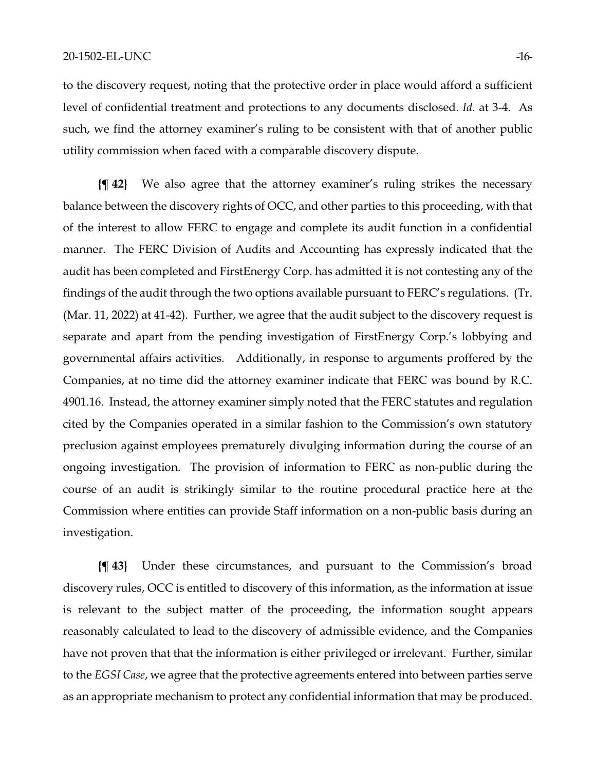to the discovery request, noting that the protective order in place would afford a sufficient level of confidential treatment and protections to any documents disclosed. *Id.* at 3-4. As such, we find the attorney examiner's ruling to be consistent with that of another public utility commission when faced with a comparable discovery dispute.

**{¶ 42}** We also agree that the attorney examiner's ruling strikes the necessary balance between the discovery rights of OCC, and other parties to this proceeding, with that of the interest to allow FERC to engage and complete its audit function in a confidential manner. The FERC Division of Audits and Accounting has expressly indicated that the audit has been completed and FirstEnergy Corp. has admitted it is not contesting any of the findings of the audit through the two options available pursuant to FERC's regulations. (Tr. (Mar. 11, 2022) at 41-42). Further, we agree that the audit subject to the discovery request is separate and apart from the pending investigation of FirstEnergy Corp.'s lobbying and governmental affairs activities. Additionally, in response to arguments proffered by the Companies, at no time did the attorney examiner indicate that FERC was bound by R.C. 4901.16. Instead, the attorney examiner simply noted that the FERC statutes and regulation cited by the Companies operated in a similar fashion to the Commission's own statutory preclusion against employees prematurely divulging information during the course of an ongoing investigation. The provision of information to FERC as non-public during the course of an audit is strikingly similar to the routine procedural practice here at the Commission where entities can provide Staff information on a non-public basis during an investigation.

**{¶ 43}** Under these circumstances, and pursuant to the Commission's broad discovery rules, OCC is entitled to discovery of this information, as the information at issue is relevant to the subject matter of the proceeding, the information sought appears reasonably calculated to lead to the discovery of admissible evidence, and the Companies have not proven that that the information is either privileged or irrelevant. Further, similar to the *EGSI Case*, we agree that the protective agreements entered into between parties serve as an appropriate mechanism to protect any confidential information that may be produced.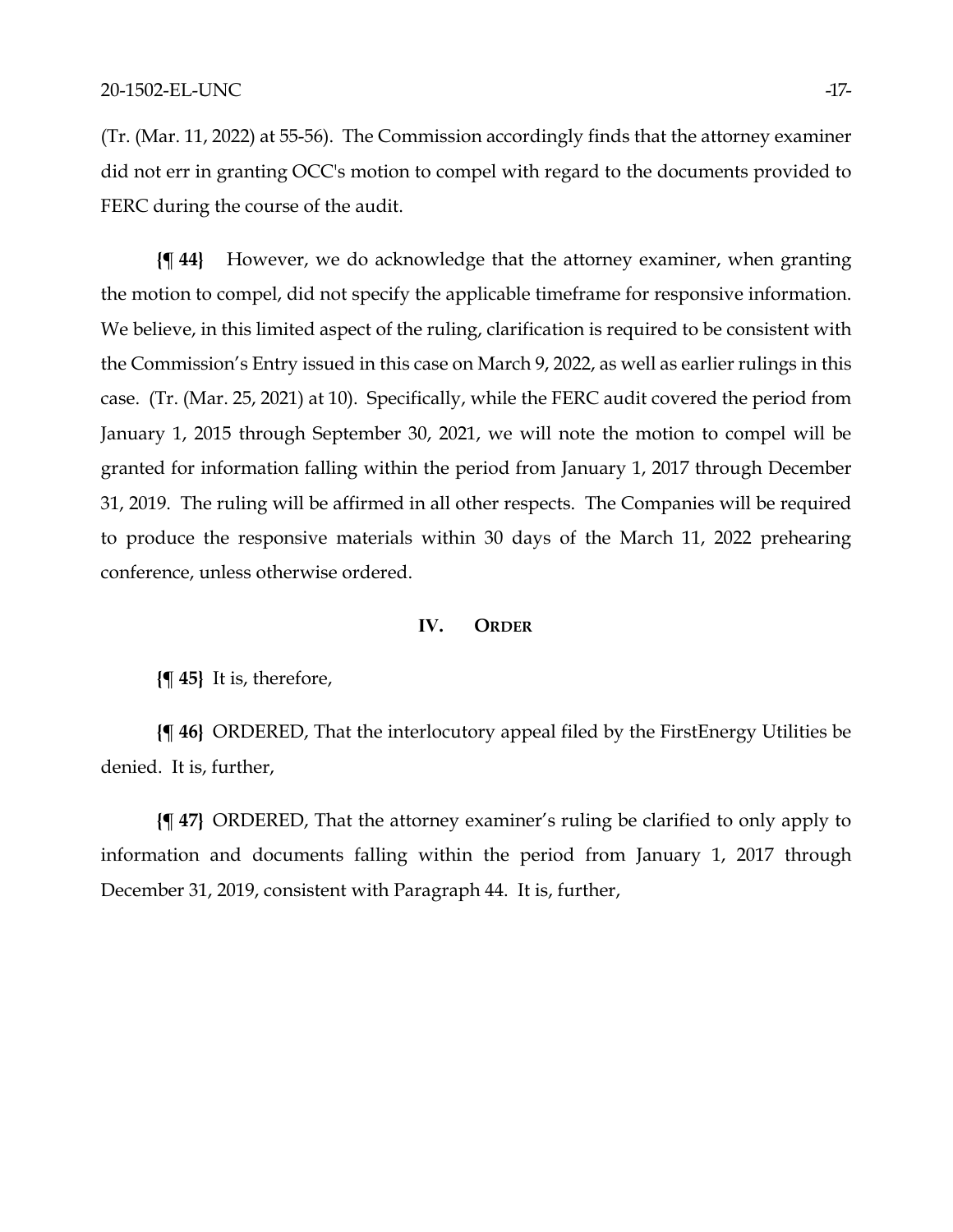(Tr. (Mar. 11, 2022) at 55-56). The Commission accordingly finds that the attorney examiner did not err in granting OCC's motion to compel with regard to the documents provided to FERC during the course of the audit.

**{¶ 44}** However, we do acknowledge that the attorney examiner, when granting the motion to compel, did not specify the applicable timeframe for responsive information. We believe, in this limited aspect of the ruling, clarification is required to be consistent with the Commission's Entry issued in this case on March 9, 2022, as well as earlier rulings in this case. (Tr. (Mar. 25, 2021) at 10). Specifically, while the FERC audit covered the period from January 1, 2015 through September 30, 2021, we will note the motion to compel will be granted for information falling within the period from January 1, 2017 through December 31, 2019. The ruling will be affirmed in all other respects. The Companies will be required to produce the responsive materials within 30 days of the March 11, 2022 prehearing conference, unless otherwise ordered.

## IV. ORDER

**{¶ 45}** It is, therefore,

**{¶ 46}** ORDERED, That the interlocutory appeal filed by the FirstEnergy Utilities be denied. It is, further,

**{¶ 47}** ORDERED, That the attorney examiner's ruling be clarified to only apply to information and documents falling within the period from January 1, 2017 through December 31, 2019, consistent with Paragraph 44. It is, further,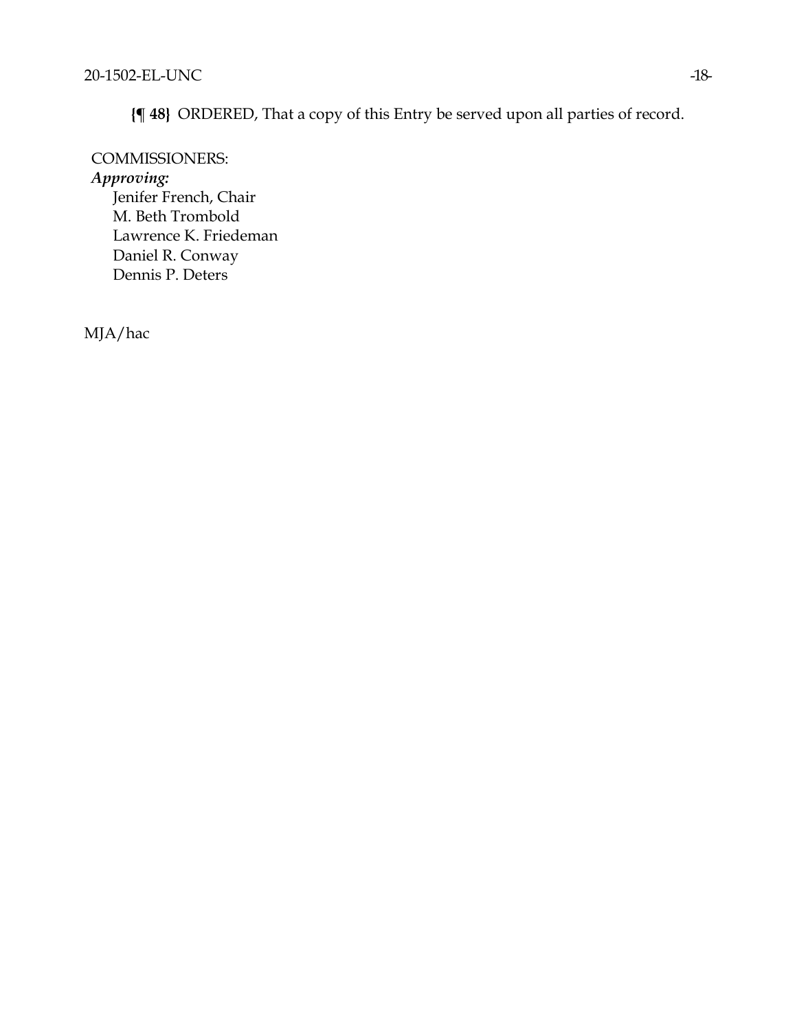**{¶ 48}** ORDERED, That a copy of this Entry be served upon all parties of record.

COMMISSIONERS:

*Approving:*

Jenifer French, Chair
M. Beth Trombold
Lawrence K. Friedeman
Daniel R. Conway
Dennis P. Deters

MJA/hac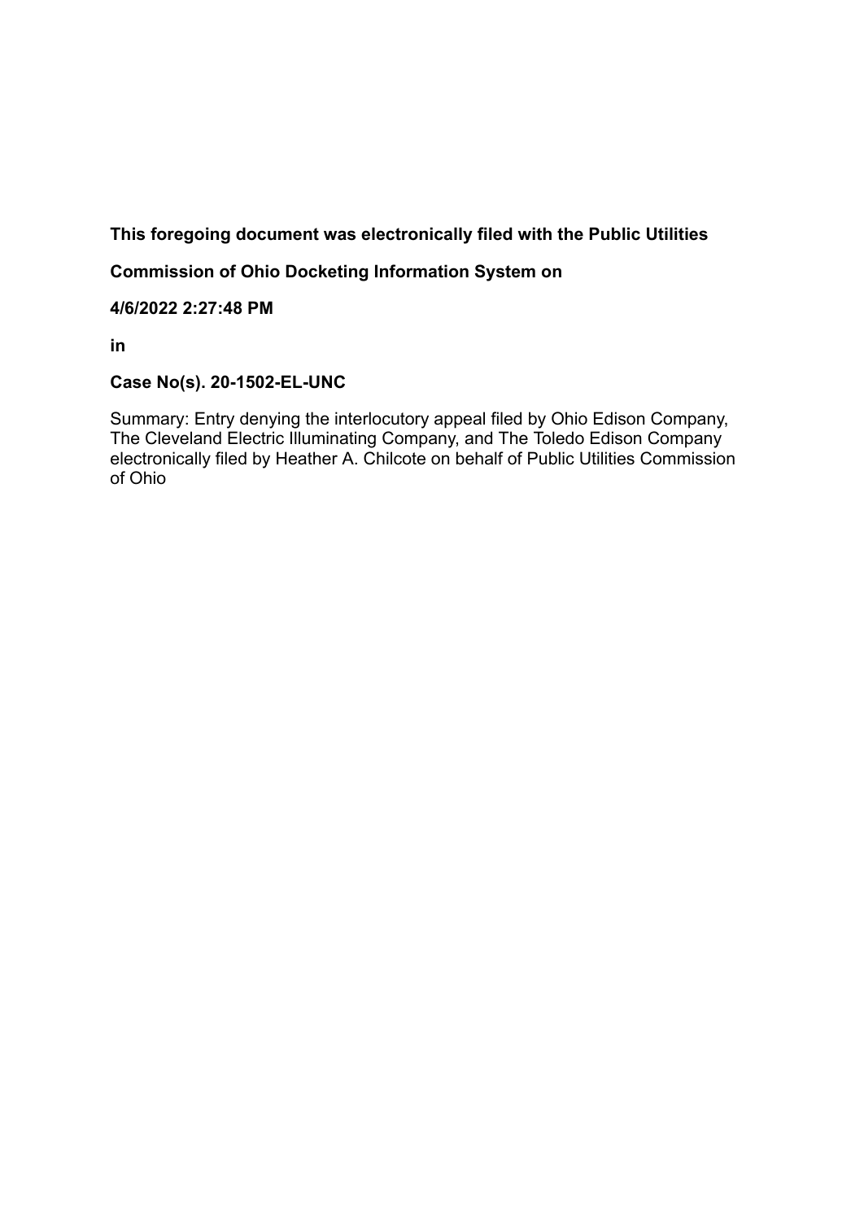**This foregoing document was electronically filed with the Public Utilities**

**Commission of Ohio Docketing Information System on**

**4/6/2022 2:27:48 PM**

**in**

**Case No(s). 20-1502-EL-UNC**

Summary: Entry denying the interlocutory appeal filed by Ohio Edison Company, The Cleveland Electric Illuminating Company, and The Toledo Edison Company electronically filed by Heather A. Chilcote on behalf of Public Utilities Commission of Ohio